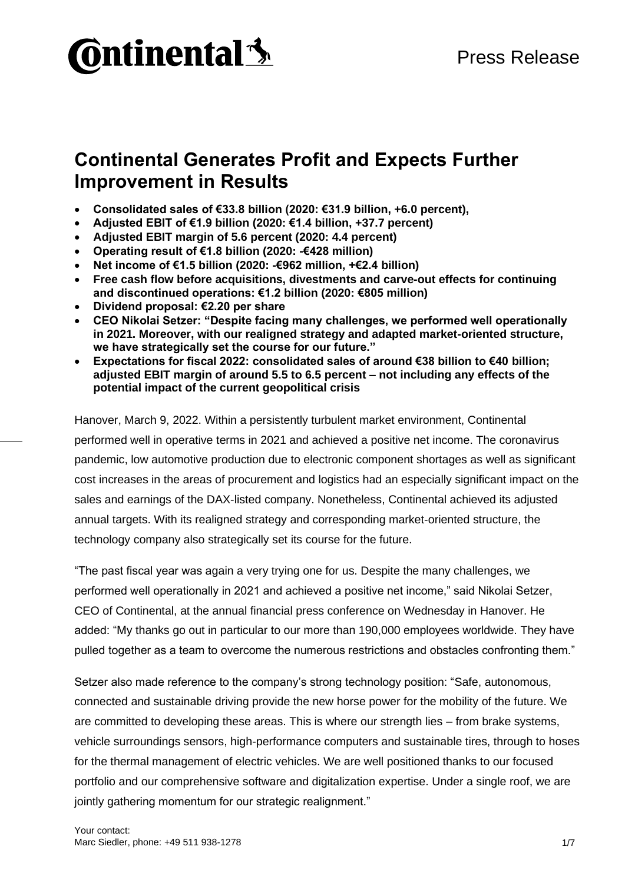# Continental Generates Profit and Expects Further Improvement in Results

- **Consolidated sales of €33.8 billion (2020: €31.9 billion, +6.0 percent),**
- **Adjusted EBIT of €1.9 billion (2020: €1.4 billion, +37.7 percent)**
- **Adjusted EBIT margin of 5.6 percent (2020: 4.4 percent)**
- **Operating result of €1.8 billion (2020: -€428 million)**
- **Net income of €1.5 billion (2020: -€962 million, +€2.4 billion)**
- **Free cash flow before acquisitions, divestments and carve-out effects for continuing and discontinued operations: €1.2 billion (2020: €805 million)**
- **Dividend proposal: €2.20 per share**
- **CEO Nikolai Setzer: "Despite facing many challenges, we performed well operationally in 2021. Moreover, with our realigned strategy and adapted market-oriented structure, we have strategically set the course for our future."**
- **Expectations for fiscal 2022: consolidated sales of around €38 billion to €40 billion; adjusted EBIT margin of around 5.5 to 6.5 percent – not including any effects of the potential impact of the current geopolitical crisis**

Hanover, March 9, 2022. Within a persistently turbulent market environment, Continental performed well in operative terms in 2021 and achieved a positive net income. The coronavirus pandemic, low automotive production due to electronic component shortages as well as significant cost increases in the areas of procurement and logistics had an especially significant impact on the sales and earnings of the DAX-listed company. Nonetheless, Continental achieved its adjusted annual targets. With its realigned strategy and corresponding market-oriented structure, the technology company also strategically set its course for the future.

"The past fiscal year was again a very trying one for us. Despite the many challenges, we performed well operationally in 2021 and achieved a positive net income," said Nikolai Setzer, CEO of Continental, at the annual financial press conference on Wednesday in Hanover. He added: "My thanks go out in particular to our more than 190,000 employees worldwide. They have pulled together as a team to overcome the numerous restrictions and obstacles confronting them."

Setzer also made reference to the company's strong technology position: "Safe, autonomous, connected and sustainable driving provide the new horse power for the mobility of the future. We are committed to developing these areas. This is where our strength lies – from brake systems, vehicle surroundings sensors, high-performance computers and sustainable tires, through to hoses for the thermal management of electric vehicles. We are well positioned thanks to our focused portfolio and our comprehensive software and digitalization expertise. Under a single roof, we are jointly gathering momentum for our strategic realignment."

Your contact:
Marc Siedler, phone: +49 511 938-1278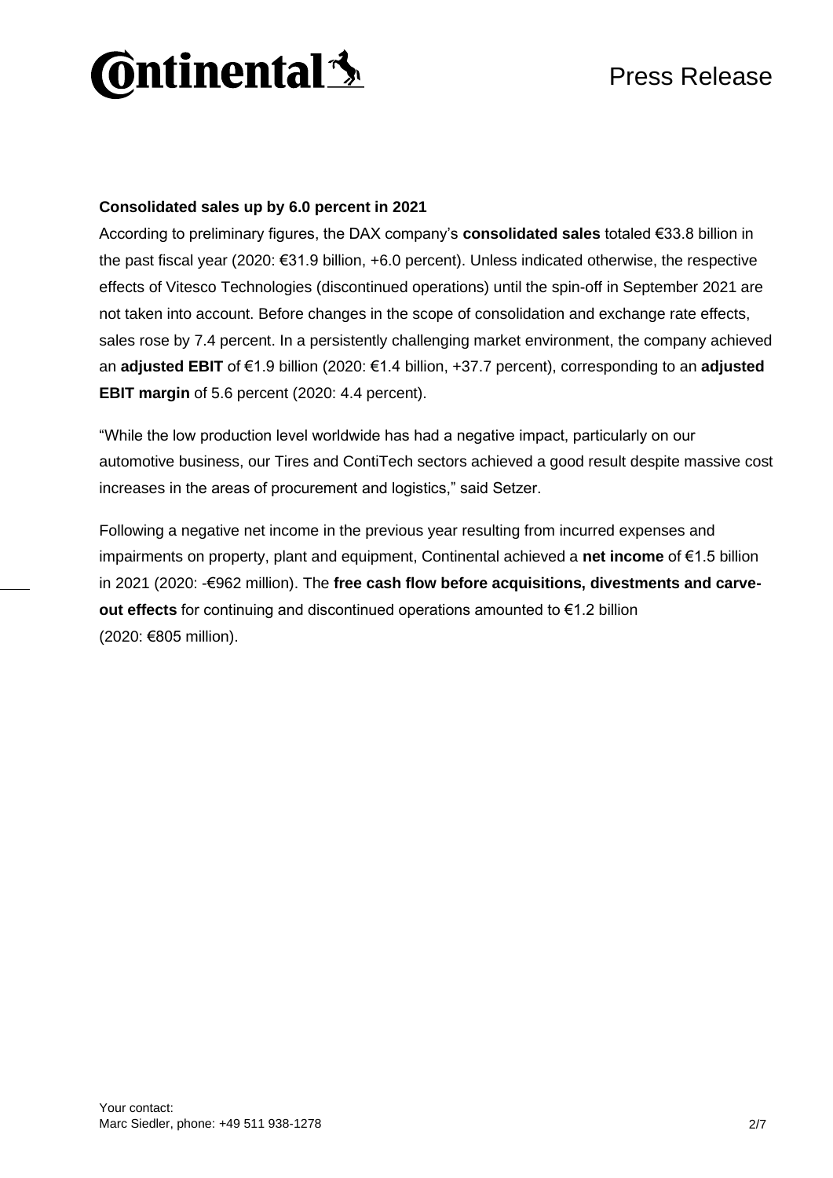**Consolidated sales up by 6.0 percent in 2021**

According to preliminary figures, the DAX company's **consolidated sales** totaled €33.8 billion in the past fiscal year (2020: €31.9 billion, +6.0 percent). Unless indicated otherwise, the respective effects of Vitesco Technologies (discontinued operations) until the spin-off in September 2021 are not taken into account. Before changes in the scope of consolidation and exchange rate effects, sales rose by 7.4 percent. In a persistently challenging market environment, the company achieved an **adjusted EBIT** of €1.9 billion (2020: €1.4 billion, +37.7 percent), corresponding to an **adjusted EBIT margin** of 5.6 percent (2020: 4.4 percent).

"While the low production level worldwide has had a negative impact, particularly on our automotive business, our Tires and ContiTech sectors achieved a good result despite massive cost increases in the areas of procurement and logistics," said Setzer.

Following a negative net income in the previous year resulting from incurred expenses and impairments on property, plant and equipment, Continental achieved a **net income** of €1.5 billion in 2021 (2020: -€962 million). The **free cash flow before acquisitions, divestments and carve-out effects** for continuing and discontinued operations amounted to €1.2 billion (2020: €805 million).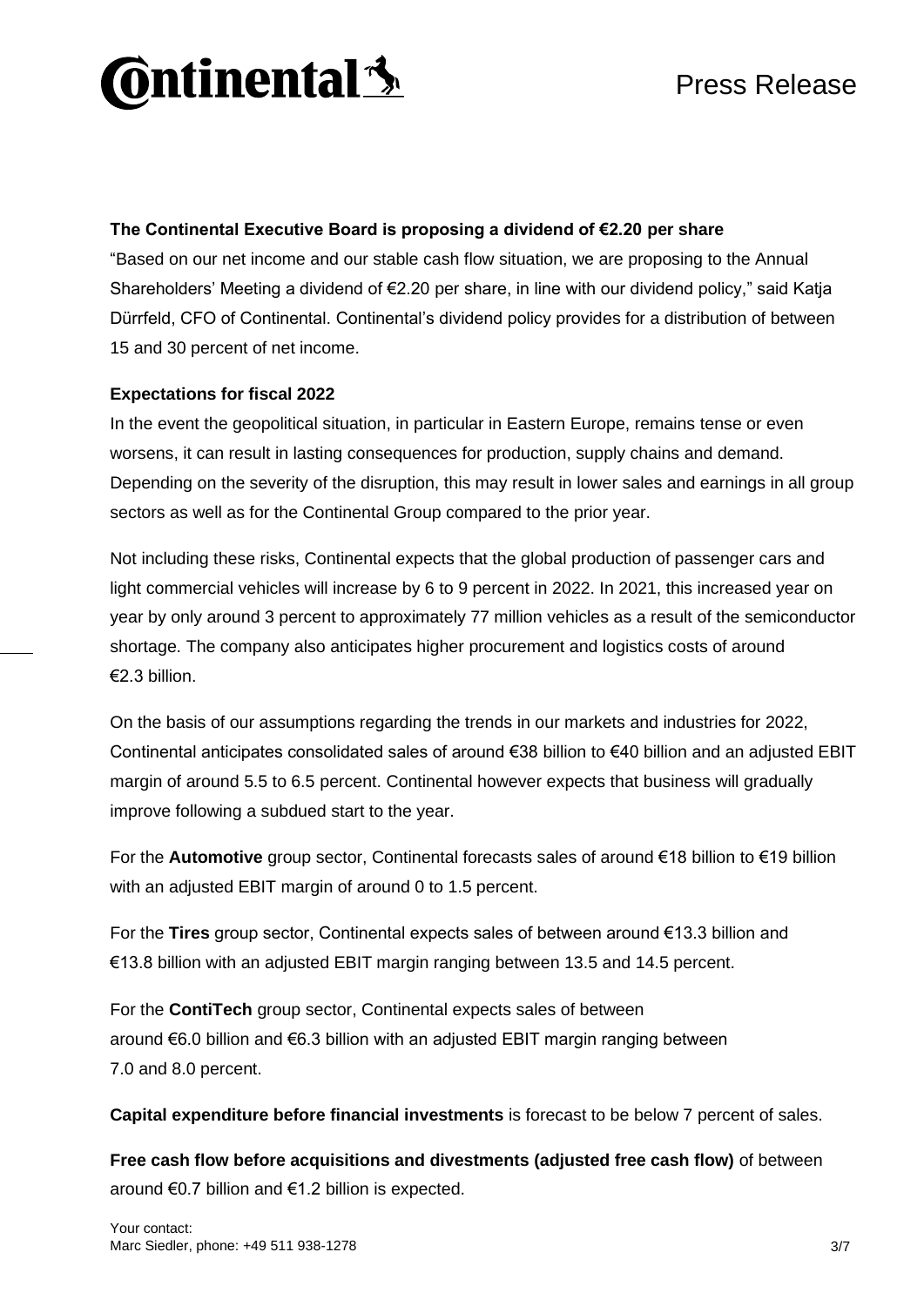**The Continental Executive Board is proposing a dividend of €2.20 per share**

"Based on our net income and our stable cash flow situation, we are proposing to the Annual Shareholders' Meeting a dividend of €2.20 per share, in line with our dividend policy," said Katja Dürrfeld, CFO of Continental. Continental's dividend policy provides for a distribution of between 15 and 30 percent of net income.

**Expectations for fiscal 2022**

In the event the geopolitical situation, in particular in Eastern Europe, remains tense or even worsens, it can result in lasting consequences for production, supply chains and demand. Depending on the severity of the disruption, this may result in lower sales and earnings in all group sectors as well as for the Continental Group compared to the prior year.

Not including these risks, Continental expects that the global production of passenger cars and light commercial vehicles will increase by 6 to 9 percent in 2022. In 2021, this increased year on year by only around 3 percent to approximately 77 million vehicles as a result of the semiconductor shortage. The company also anticipates higher procurement and logistics costs of around €2.3 billion.

On the basis of our assumptions regarding the trends in our markets and industries for 2022, Continental anticipates consolidated sales of around €38 billion to €40 billion and an adjusted EBIT margin of around 5.5 to 6.5 percent. Continental however expects that business will gradually improve following a subdued start to the year.

For the **Automotive** group sector, Continental forecasts sales of around €18 billion to €19 billion with an adjusted EBIT margin of around 0 to 1.5 percent.

For the **Tires** group sector, Continental expects sales of between around €13.3 billion and €13.8 billion with an adjusted EBIT margin ranging between 13.5 and 14.5 percent.

For the **ContiTech** group sector, Continental expects sales of between around €6.0 billion and €6.3 billion with an adjusted EBIT margin ranging between 7.0 and 8.0 percent.

**Capital expenditure before financial investments** is forecast to be below 7 percent of sales.

**Free cash flow before acquisitions and divestments (adjusted free cash flow)** of between around €0.7 billion and €1.2 billion is expected.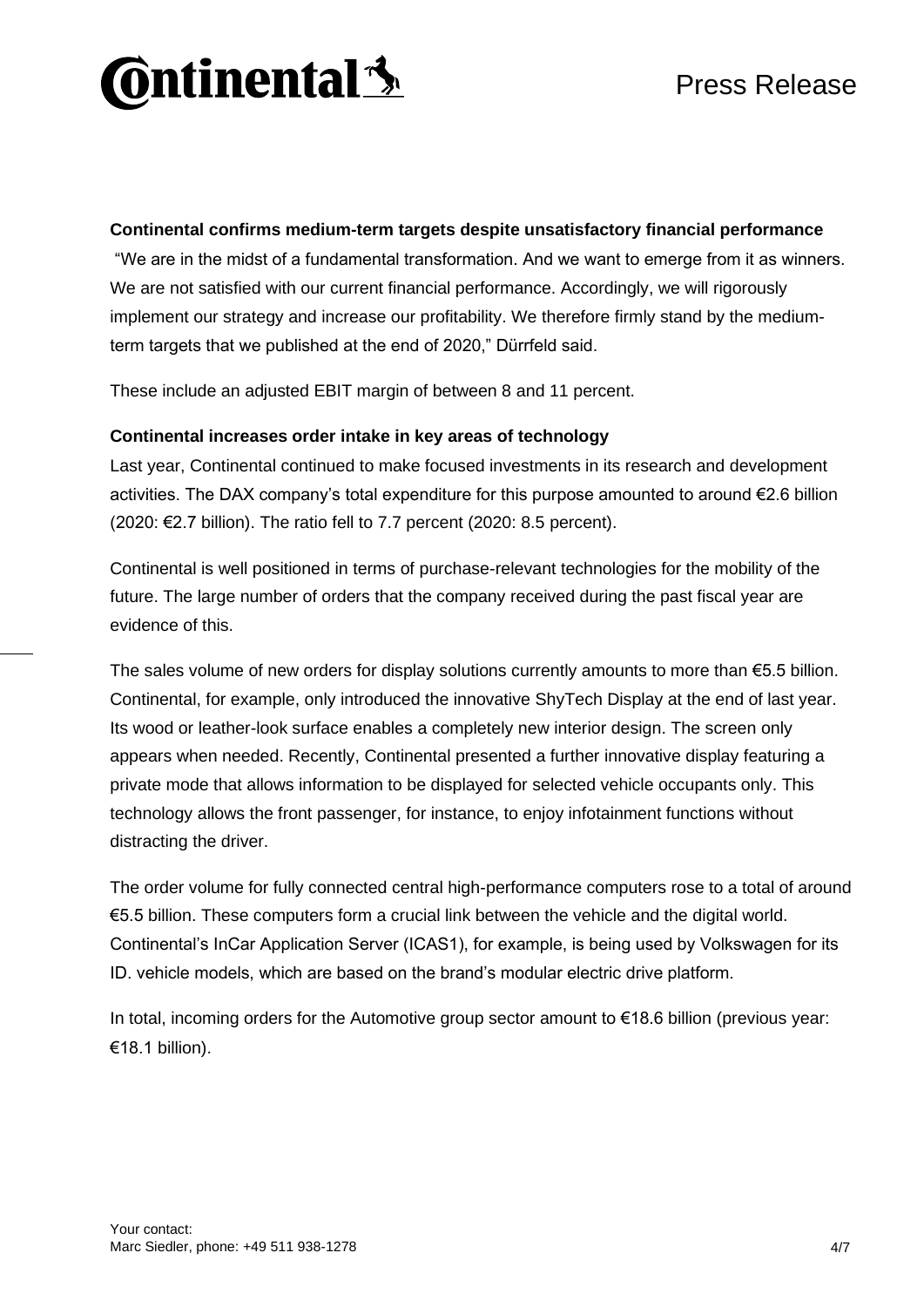**Continental confirms medium-term targets despite unsatisfactory financial performance**

"We are in the midst of a fundamental transformation. And we want to emerge from it as winners. We are not satisfied with our current financial performance. Accordingly, we will rigorously implement our strategy and increase our profitability. We therefore firmly stand by the medium-term targets that we published at the end of 2020," Dürrfeld said.

These include an adjusted EBIT margin of between 8 and 11 percent.

**Continental increases order intake in key areas of technology**

Last year, Continental continued to make focused investments in its research and development activities. The DAX company's total expenditure for this purpose amounted to around €2.6 billion (2020: €2.7 billion). The ratio fell to 7.7 percent (2020: 8.5 percent).

Continental is well positioned in terms of purchase-relevant technologies for the mobility of the future. The large number of orders that the company received during the past fiscal year are evidence of this.

The sales volume of new orders for display solutions currently amounts to more than €5.5 billion. Continental, for example, only introduced the innovative ShyTech Display at the end of last year. Its wood or leather-look surface enables a completely new interior design. The screen only appears when needed. Recently, Continental presented a further innovative display featuring a private mode that allows information to be displayed for selected vehicle occupants only. This technology allows the front passenger, for instance, to enjoy infotainment functions without distracting the driver.

The order volume for fully connected central high-performance computers rose to a total of around €5.5 billion. These computers form a crucial link between the vehicle and the digital world. Continental's InCar Application Server (ICAS1), for example, is being used by Volkswagen for its ID. vehicle models, which are based on the brand's modular electric drive platform.

In total, incoming orders for the Automotive group sector amount to €18.6 billion (previous year: €18.1 billion).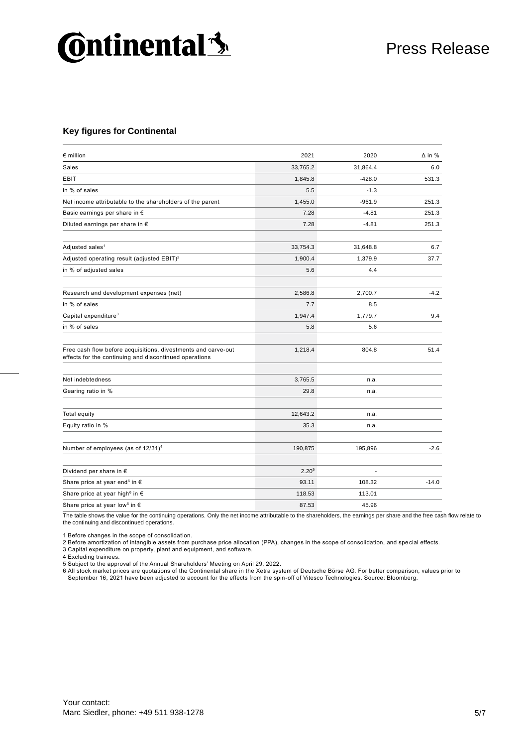## Key figures for Continental

| € million | 2021 | 2020 | Δ in % |
|---|---|---|---|
| Sales | 33,765.2 | 31,864.4 | 6.0 |
| EBIT | 1,845.8 | -428.0 | 531.3 |
| in % of sales | 5.5 | -1.3 | |
| Net income attributable to the shareholders of the parent | 1,455.0 | -961.9 | 251.3 |
| Basic earnings per share in € | 7.28 | -4.81 | 251.3 |
| Diluted earnings per share in € | 7.28 | -4.81 | 251.3 |
| | | | |
| Adjusted sales[1] | 33,754.3 | 31,648.8 | 6.7 |
| Adjusted operating result (adjusted EBIT)[2] | 1,900.4 | 1,379.9 | 37.7 |
| in % of adjusted sales | 5.6 | 4.4 | |
| | | | |
| Research and development expenses (net) | 2,586.8 | 2,700.7 | -4.2 |
| in % of sales | 7.7 | 8.5 | |
| Capital expenditure[3] | 1,947.4 | 1,779.7 | 9.4 |
| in % of sales | 5.8 | 5.6 | |
| | | | |
| Free cash flow before acquisitions, divestments and carve-out effects for the continuing and discontinued operations | 1,218.4 | 804.8 | 51.4 |
| | | | |
| Net indebtedness | 3,765.5 | n.a. | |
| Gearing ratio in % | 29.8 | n.a. | |
| | | | |
| Total equity | 12,643.2 | n.a. | |
| Equity ratio in % | 35.3 | n.a. | |
| | | | |
| Number of employees (as of 12/31)[4] | 190,875 | 195,896 | -2.6 |
| | | | |
| Dividend per share in € | 2.20[5] | - | |
| Share price at year end[6] in € | 93.11 | 108.32 | -14.0 |
| Share price at year high[6] in € | 118.53 | 113.01 | |
| Share price at year low[6] in € | 87.53 | 45.96 | |

The table shows the value for the continuing operations. Only the net income attributable to the shareholders, the earnings per share and the free cash flow relate to the continuing and discontinued operations.

1 Before changes in the scope of consolidation.
2 Before amortization of intangible assets from purchase price allocation (PPA), changes in the scope of consolidation, and special effects.
3 Capital expenditure on property, plant and equipment, and software.
4 Excluding trainees.
5 Subject to the approval of the Annual Shareholders' Meeting on April 29, 2022.
6 All stock market prices are quotations of the Continental share in the Xetra system of Deutsche Börse AG. For better comparison, values prior to September 16, 2021 have been adjusted to account for the effects from the spin-off of Vitesco Technologies. Source: Bloomberg.

Your contact:
Marc Siedler, phone: +49 511 938-1278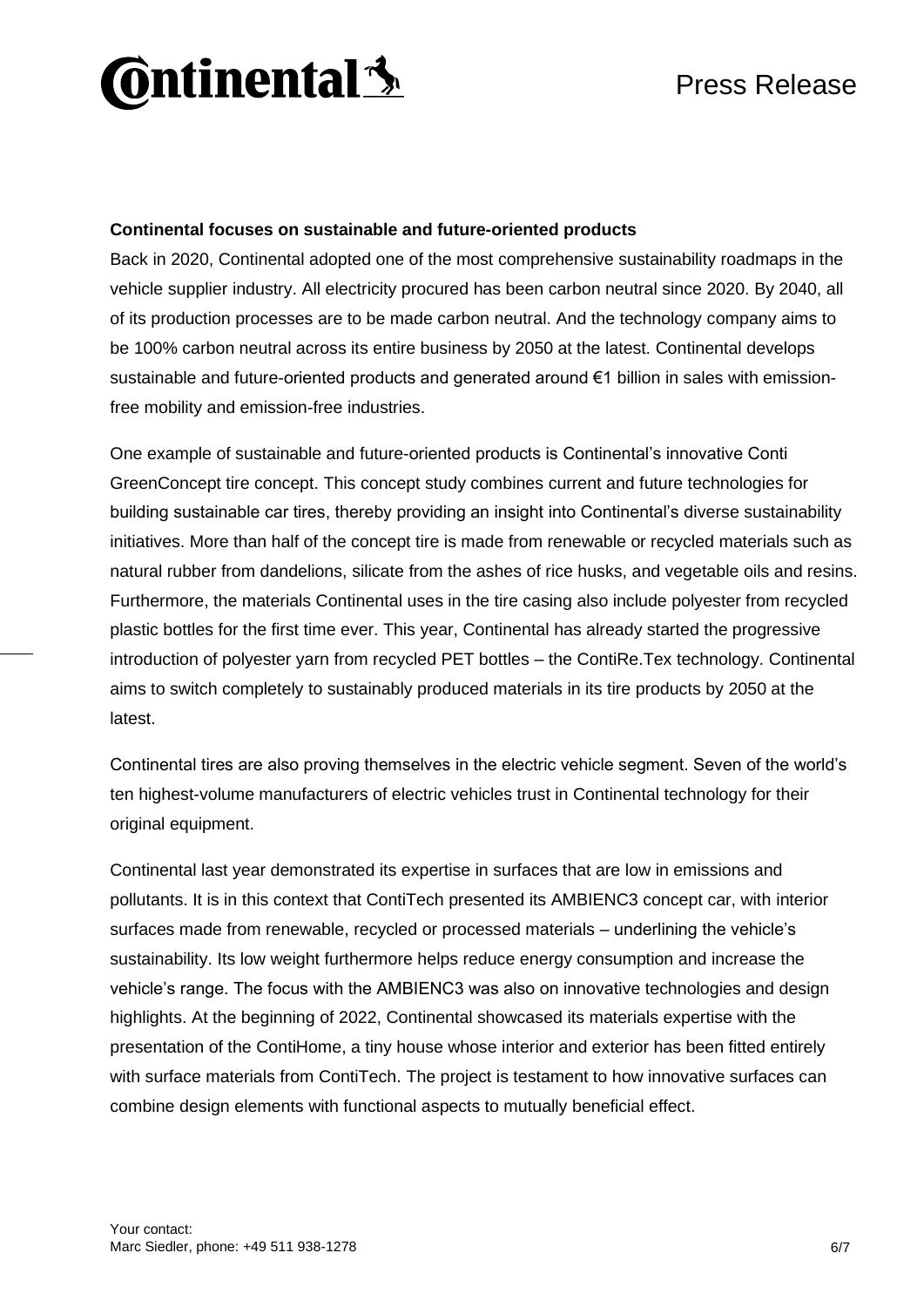**Continental focuses on sustainable and future-oriented products**

Back in 2020, Continental adopted one of the most comprehensive sustainability roadmaps in the vehicle supplier industry. All electricity procured has been carbon neutral since 2020. By 2040, all of its production processes are to be made carbon neutral. And the technology company aims to be 100% carbon neutral across its entire business by 2050 at the latest. Continental develops sustainable and future-oriented products and generated around €1 billion in sales with emission-free mobility and emission-free industries.

One example of sustainable and future-oriented products is Continental's innovative Conti GreenConcept tire concept. This concept study combines current and future technologies for building sustainable car tires, thereby providing an insight into Continental's diverse sustainability initiatives. More than half of the concept tire is made from renewable or recycled materials such as natural rubber from dandelions, silicate from the ashes of rice husks, and vegetable oils and resins. Furthermore, the materials Continental uses in the tire casing also include polyester from recycled plastic bottles for the first time ever. This year, Continental has already started the progressive introduction of polyester yarn from recycled PET bottles – the ContiRe.Tex technology. Continental aims to switch completely to sustainably produced materials in its tire products by 2050 at the latest.

Continental tires are also proving themselves in the electric vehicle segment. Seven of the world's ten highest-volume manufacturers of electric vehicles trust in Continental technology for their original equipment.

Continental last year demonstrated its expertise in surfaces that are low in emissions and pollutants. It is in this context that ContiTech presented its AMBIENC3 concept car, with interior surfaces made from renewable, recycled or processed materials – underlining the vehicle's sustainability. Its low weight furthermore helps reduce energy consumption and increase the vehicle's range. The focus with the AMBIENC3 was also on innovative technologies and design highlights. At the beginning of 2022, Continental showcased its materials expertise with the presentation of the ContiHome, a tiny house whose interior and exterior has been fitted entirely with surface materials from ContiTech. The project is testament to how innovative surfaces can combine design elements with functional aspects to mutually beneficial effect.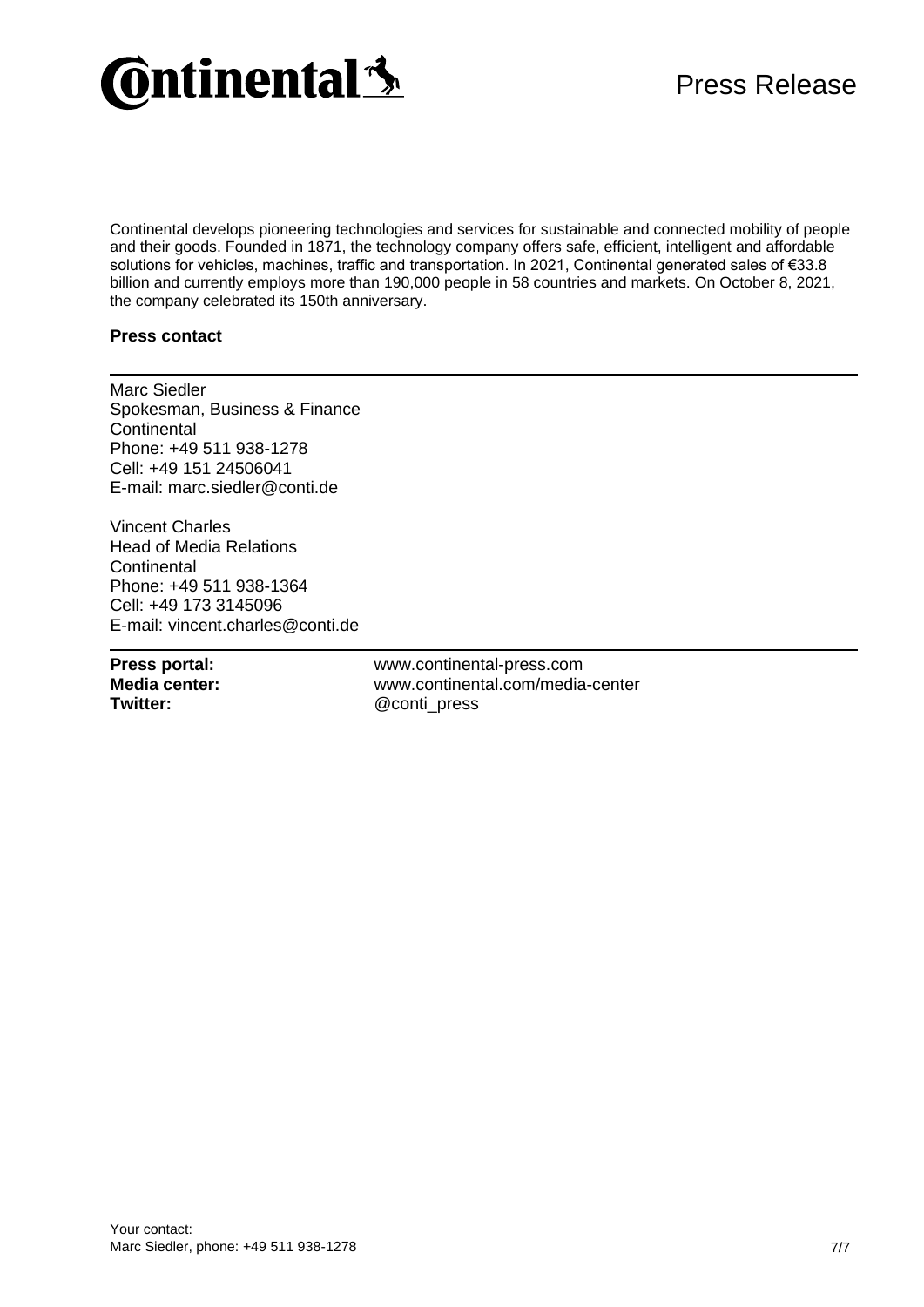Continental develops pioneering technologies and services for sustainable and connected mobility of people and their goods. Founded in 1871, the technology company offers safe, efficient, intelligent and affordable solutions for vehicles, machines, traffic and transportation. In 2021, Continental generated sales of €33.8 billion and currently employs more than 190,000 people in 58 countries and markets. On October 8, 2021, the company celebrated its 150th anniversary.

**Press contact**

---

Marc Siedler
Spokesman, Business & Finance
Continental
Phone: +49 511 938-1278
Cell: +49 151 24506041
E-mail: marc.siedler@conti.de

Vincent Charles
Head of Media Relations
Continental
Phone: +49 511 938-1364
Cell: +49 173 3145096
E-mail: vincent.charles@conti.de

---

**Press portal:** www.continental-press.com
**Media center:** www.continental.com/media-center
**Twitter:** @conti_press